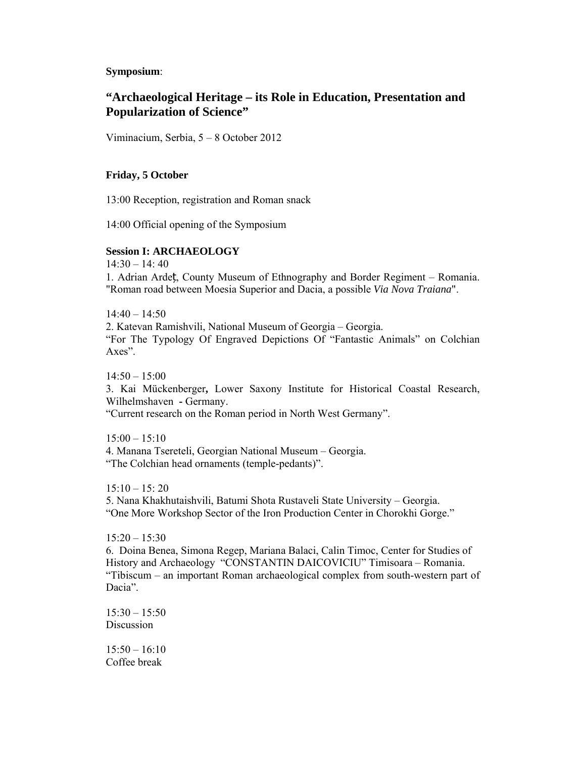**Symposium**:

# "Archaeological Heritage – its Role in Education, Presentation and Popularization of Science"

Viminacium, Serbia, 5 – 8 October 2012

### Friday, 5 October

13:00 Reception, registration and Roman snack

14:00 Official opening of the Symposium

**Session I: ARCHAEOLOGY**

14:30 – 14: 40
1. Adrian Ardeţ, County Museum of Ethnography and Border Regiment – Romania. "Roman road between Moesia Superior and Dacia, a possible *Via Nova Traiana*".

14:40 – 14:50
2. Katevan Ramishvili, National Museum of Georgia – Georgia. "For The Typology Of Engraved Depictions Of "Fantastic Animals" on Colchian Axes".

14:50 – 15:00
3. Kai Mückenberger**,** Lower Saxony Institute for Historical Coastal Research, Wilhelmshaven - Germany. "Current research on the Roman period in North West Germany".

15:00 – 15:10
4. Manana Tsereteli, Georgian National Museum – Georgia. "The Colchian head ornaments (temple-pedants)".

15:10 – 15: 20
5. Nana Khakhutaishvili, Batumi Shota Rustaveli State University – Georgia. "One More Workshop Sector of the Iron Production Center in Chorokhi Gorge."

15:20 – 15:30
6. Doina Benea, Simona Regep, Mariana Balaci, Calin Timoc, Center for Studies of History and Archaeology "CONSTANTIN DAICOVICIU" Timisoara – Romania. "Tibiscum – an important Roman archaeological complex from south-western part of Dacia".

15:30 – 15:50
Discussion

15:50 – 16:10
Coffee break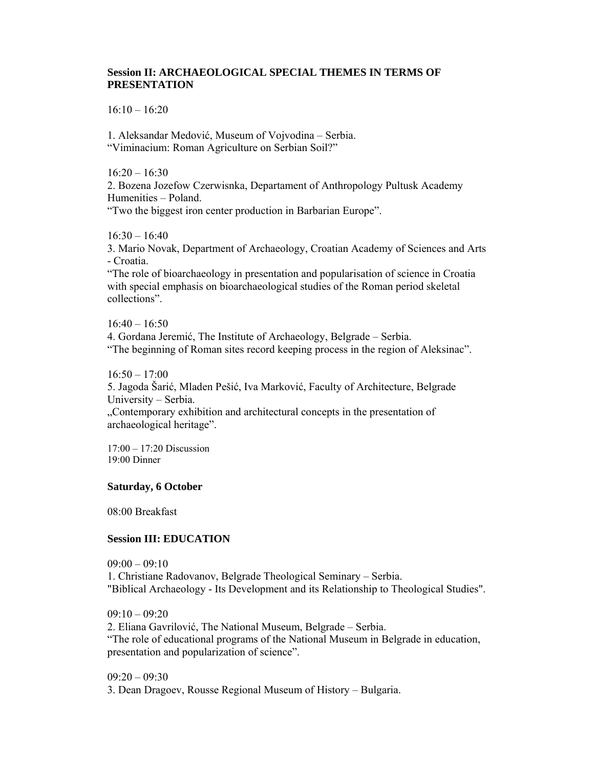**Session II: ARCHAEOLOGICAL SPECIAL THEMES IN TERMS OF PRESENTATION**

16:10 – 16:20

1. Aleksandar Medović, Museum of Vojvodina – Serbia.
“Viminacium: Roman Agriculture on Serbian Soil?”

16:20 – 16:30
2. Bozena Jozefow Czerwisnka, Departament of Anthropology Pultusk Academy Humenities – Poland.
“Two the biggest iron center production in Barbarian Europe”.

16:30 – 16:40
3. Mario Novak, Department of Archaeology, Croatian Academy of Sciences and Arts - Croatia.
“The role of bioarchaeology in presentation and popularisation of science in Croatia with special emphasis on bioarchaeological studies of the Roman period skeletal collections”.

16:40 – 16:50
4. Gordana Jeremić, The Institute of Archaeology, Belgrade – Serbia.
“The beginning of Roman sites record keeping process in the region of Aleksinac”.

16:50 – 17:00
5. Jagoda Šarić, Mladen Pešić, Iva Marković, Faculty of Architecture, Belgrade University – Serbia.
„Contemporary exhibition and architectural concepts in the presentation of archaeological heritage”.

17:00 – 17:20 Discussion
19:00 Dinner

**Saturday, 6 October**

08:00 Breakfast

**Session III: EDUCATION**

09:00 – 09:10
1. Christiane Radovanov, Belgrade Theological Seminary – Serbia.
"Biblical Archaeology - Its Development and its Relationship to Theological Studies".

09:10 – 09:20
2. Eliana Gavrilović, The National Museum, Belgrade – Serbia.
“The role of educational programs of the National Museum in Belgrade in education, presentation and popularization of science”.

09:20 – 09:30
3. Dean Dragoev, Rousse Regional Museum of History – Bulgaria.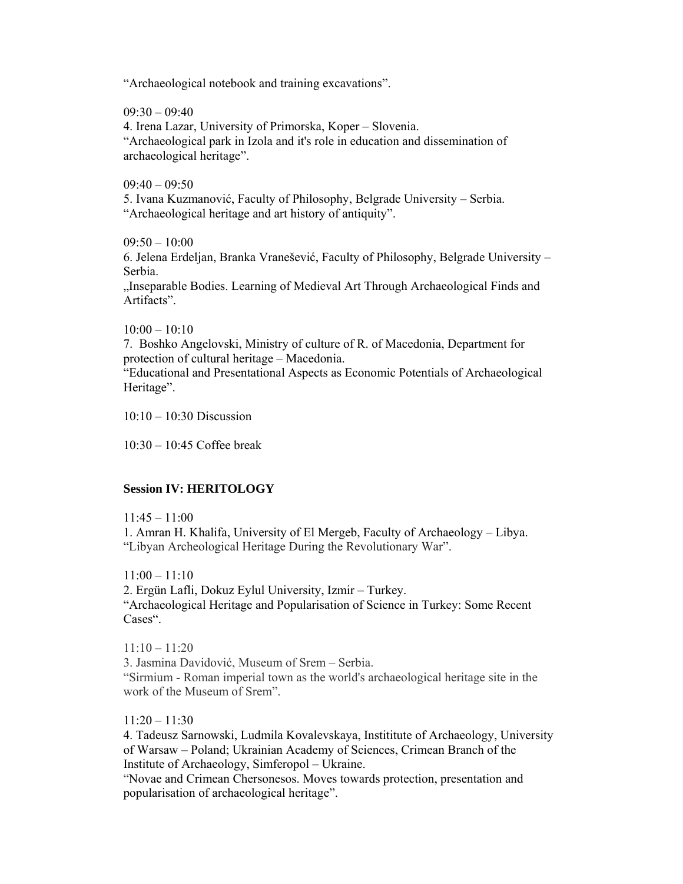“Archaeological notebook and training excavations”.

09:30 – 09:40
4. Irena Lazar, University of Primorska, Koper – Slovenia.
“Archaeological park in Izola and it's role in education and dissemination of archaeological heritage”.

09:40 – 09:50
5. Ivana Kuzmanović, Faculty of Philosophy, Belgrade University – Serbia.
“Archaeological heritage and art history of antiquity”.

09:50 – 10:00
6. Jelena Erdeljan, Branka Vranešević, Faculty of Philosophy, Belgrade University – Serbia.
„Inseparable Bodies. Learning of Medieval Art Through Archaeological Finds and Artifacts”.

10:00 – 10:10
7. Boshko Angelovski, Ministry of culture of R. of Macedonia, Department for protection of cultural heritage – Macedonia.
“Educational and Presentational Aspects as Economic Potentials of Archaeological Heritage”.

10:10 – 10:30 Discussion

10:30 – 10:45 Coffee break

**Session IV: HERITOLOGY**

11:45 – 11:00
1. Amran H. Khalifa, University of El Mergeb, Faculty of Archaeology – Libya.
“Libyan Archeological Heritage During the Revolutionary War”.

11:00 – 11:10
2. Ergün Lafli, Dokuz Eylul University, Izmir – Turkey.
“Archaeological Heritage and Popularisation of Science in Turkey: Some Recent Cases“.

11:10 – 11:20
3. Jasmina Davidović, Museum of Srem – Serbia.
“Sirmium - Roman imperial town as the world's archaeological heritage site in the work of the Museum of Srem”.

11:20 – 11:30
4. Tadeusz Sarnowski, Ludmila Kovalevskaya, Instititute of Archaeology, University of Warsaw – Poland; Ukrainian Academy of Sciences, Crimean Branch of the Institute of Archaeology, Simferopol – Ukraine.
“Novae and Crimean Chersonesos. Moves towards protection, presentation and popularisation of archaeological heritage”.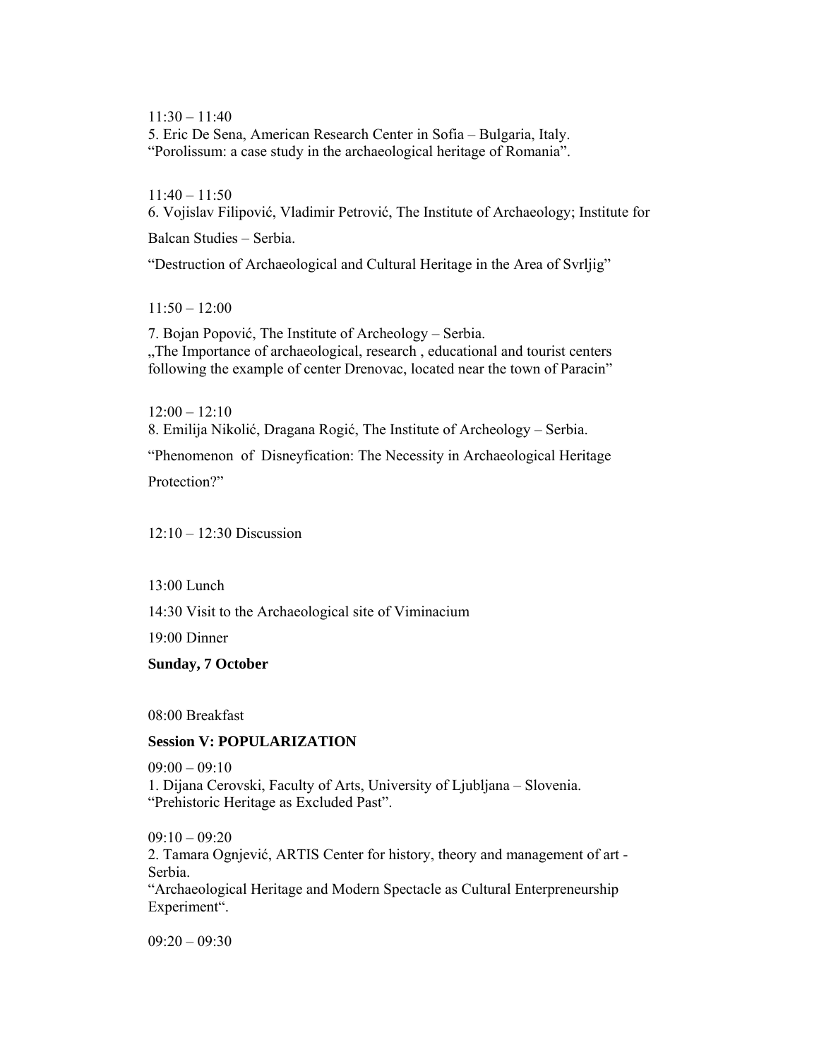11:30 – 11:40
5. Eric De Sena, American Research Center in Sofia – Bulgaria, Italy.
“Porolissum: a case study in the archaeological heritage of Romania”.

11:40 – 11:50
6. Vojislav Filipović, Vladimir Petrović, The Institute of Archaeology; Institute for Balcan Studies – Serbia.

“Destruction of Archaeological and Cultural Heritage in the Area of Svrljig”

11:50 – 12:00

7. Bojan Popović, The Institute of Archeology – Serbia.
„The Importance of archaeological, research , educational and tourist centers following the example of center Drenovac, located near the town of Paracin”

12:00 – 12:10
8. Emilija Nikolić, Dragana Rogić, The Institute of Archeology – Serbia.

“Phenomenon of Disneyfication: The Necessity in Archaeological Heritage Protection?”

12:10 – 12:30 Discussion

13:00 Lunch

14:30 Visit to the Archaeological site of Viminacium

19:00 Dinner

**Sunday, 7 October**

08:00 Breakfast

**Session V: POPULARIZATION**

09:00 – 09:10
1. Dijana Cerovski, Faculty of Arts, University of Ljubljana – Slovenia.
“Prehistoric Heritage as Excluded Past”.

09:10 – 09:20
2. Tamara Ognjević, ARTIS Center for history, theory and management of art - Serbia.
“Archaeological Heritage and Modern Spectacle as Cultural Enterpreneurship Experiment“.

09:20 – 09:30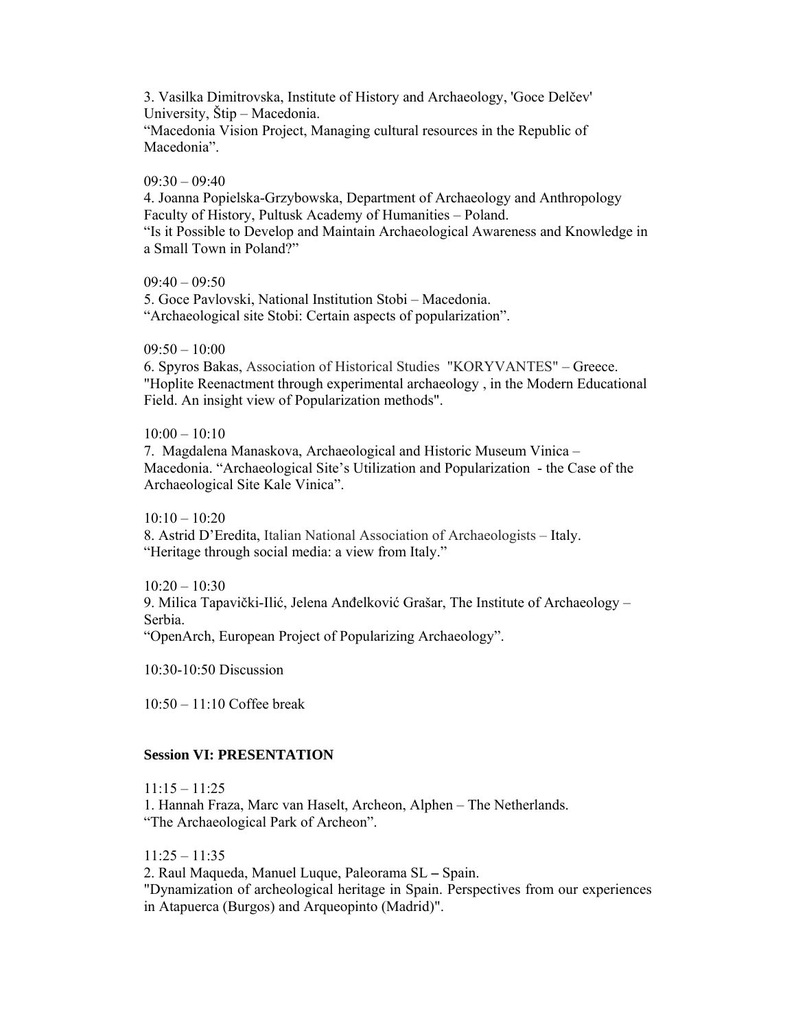3. Vasilka Dimitrovska, Institute of History and Archaeology, 'Goce Delčev' University, Štip – Macedonia.
"Macedonia Vision Project, Managing cultural resources in the Republic of Macedonia".

09:30 – 09:40
4. Joanna Popielska-Grzybowska, Department of Archaeology and Anthropology Faculty of History, Pultusk Academy of Humanities – Poland.
"Is it Possible to Develop and Maintain Archaeological Awareness and Knowledge in a Small Town in Poland?"

09:40 – 09:50
5. Goce Pavlovski, National Institution Stobi – Macedonia.
"Archaeological site Stobi: Certain aspects of popularization".

09:50 – 10:00
6. Spyros Bakas, Association of Historical Studies "KORYVANTES" – Greece.
"Hoplite Reenactment through experimental archaeology , in the Modern Educational Field. An insight view of Popularization methods".

10:00 – 10:10
7. Magdalena Manaskova, Archaeological and Historic Museum Vinica – Macedonia. "Archaeological Site's Utilization and Popularization - the Case of the Archaeological Site Kale Vinica".

10:10 – 10:20
8. Astrid D'Eredita, Italian National Association of Archaeologists – Italy.
"Heritage through social media: a view from Italy."

10:20 – 10:30
9. Milica Tapavički-Ilić, Jelena Anđelković Grašar, The Institute of Archaeology – Serbia.
"OpenArch, European Project of Popularizing Archaeology".

10:30-10:50 Discussion

10:50 – 11:10 Coffee break

**Session VI: PRESENTATION**

11:15 – 11:25
1. Hannah Fraza, Marc van Haselt, Archeon, Alphen – The Netherlands.
"The Archaeological Park of Archeon".

11:25 – 11:35
2. Raul Maqueda, Manuel Luque, Paleorama SL – Spain.
"Dynamization of archeological heritage in Spain. Perspectives from our experiences in Atapuerca (Burgos) and Arqueopinto (Madrid)".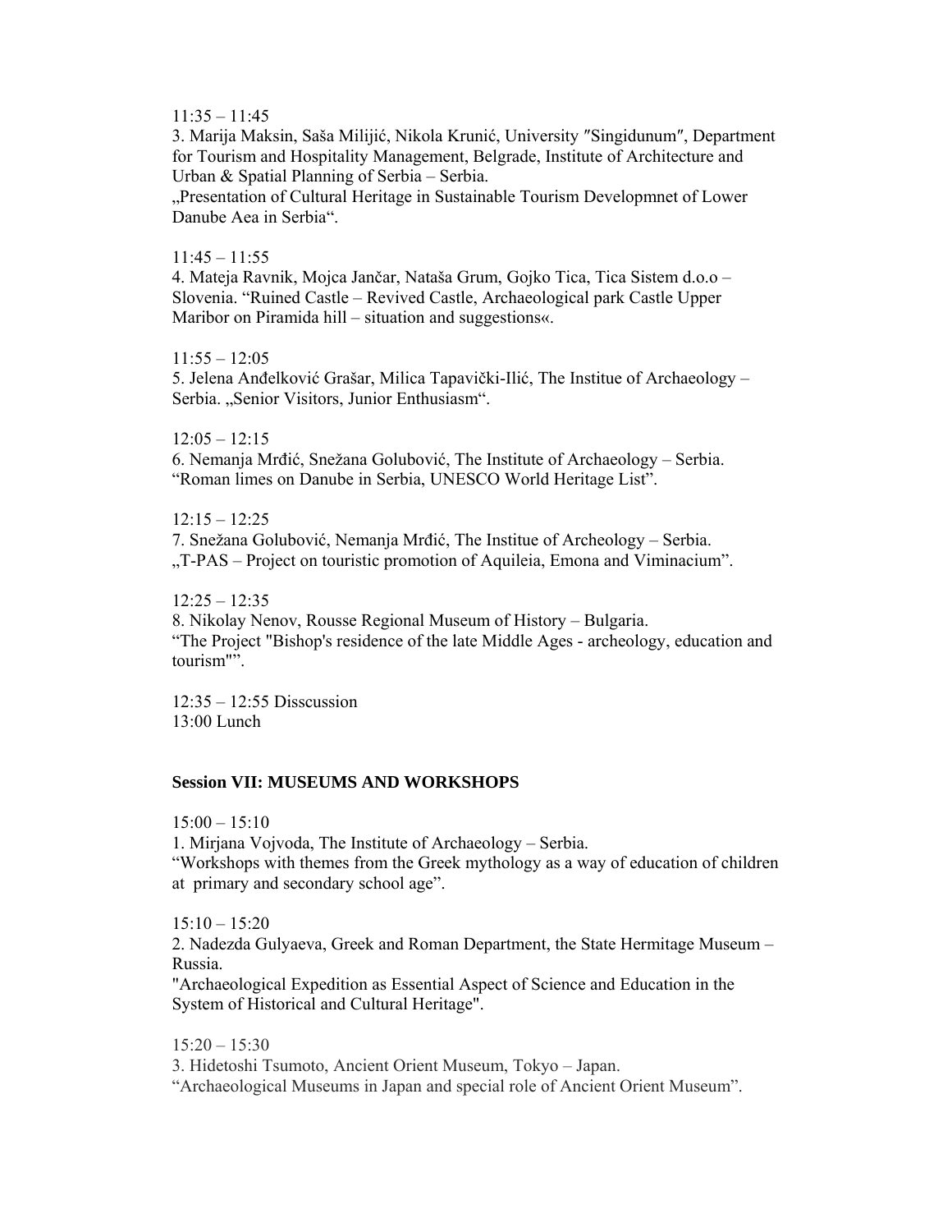11:35 – 11:45
3. Marija Maksin, Saša Milijić, Nikola Krunić, University ″Singidunum″, Department for Tourism and Hospitality Management, Belgrade, Institute of Architecture and Urban & Spatial Planning of Serbia – Serbia.
„Presentation of Cultural Heritage in Sustainable Tourism Developmnet of Lower Danube Aea in Serbia“.

11:45 – 11:55
4. Mateja Ravnik, Mojca Jančar, Nataša Grum, Gojko Tica, Tica Sistem d.o.o – Slovenia. "Ruined Castle – Revived Castle, Archaeological park Castle Upper Maribor on Piramida hill – situation and suggestions«.

11:55 – 12:05
5. Jelena Anđelković Grašar, Milica Tapavički-Ilić, The Institue of Archaeology – Serbia. „Senior Visitors, Junior Enthusiasm“.

12:05 – 12:15
6. Nemanja Mrđić, Snežana Golubović, The Institute of Archaeology – Serbia. "Roman limes on Danube in Serbia, UNESCO World Heritage List".

12:15 – 12:25
7. Snežana Golubović, Nemanja Mrđić, The Institue of Archeology – Serbia. „T-PAS – Project on touristic promotion of Aquileia, Emona and Viminacium".

12:25 – 12:35
8. Nikolay Nenov, Rousse Regional Museum of History – Bulgaria. "The Project "Bishop's residence of the late Middle Ages - archeology, education and tourism"".

12:35 – 12:55 Disscussion
13:00 Lunch

**Session VII: MUSEUMS AND WORKSHOPS**

15:00 – 15:10
1. Mirjana Vojvoda, The Institute of Archaeology – Serbia.
"Workshops with themes from the Greek mythology as a way of education of children at primary and secondary school age".

15:10 – 15:20
2. Nadezda Gulyaeva, Greek and Roman Department, the State Hermitage Museum – Russia.
"Archaeological Expedition as Essential Aspect of Science and Education in the System of Historical and Cultural Heritage".

15:20 – 15:30
3. Hidetoshi Tsumoto, Ancient Orient Museum, Tokyo – Japan.
"Archaeological Museums in Japan and special role of Ancient Orient Museum".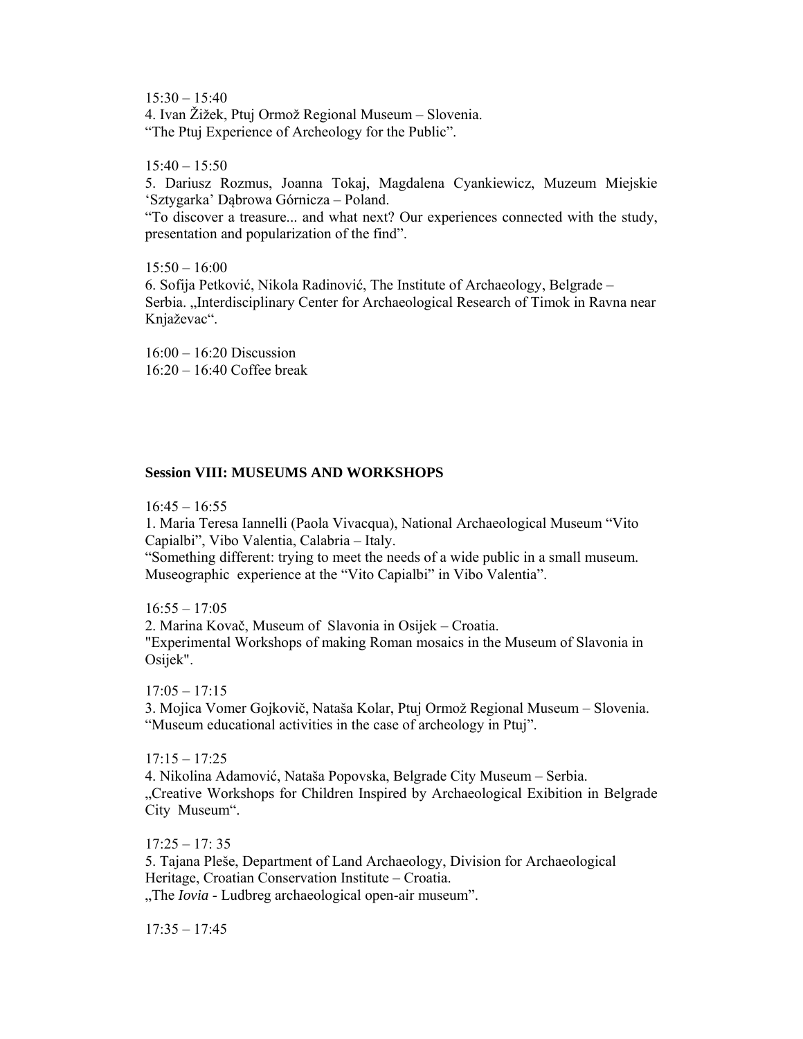15:30 – 15:40
4. Ivan Žižek, Ptuj Ormož Regional Museum – Slovenia.
“The Ptuj Experience of Archeology for the Public”.

15:40 – 15:50
5. Dariusz Rozmus, Joanna Tokaj, Magdalena Cyankiewicz, Muzeum Miejskie ‘Sztygarka’ Dąbrowa Górnicza – Poland.
“To discover a treasure... and what next? Our experiences connected with the study, presentation and popularization of the find”.

15:50 – 16:00
6. Sofija Petković, Nikola Radinović, The Institute of Archaeology, Belgrade – Serbia. „Interdisciplinary Center for Archaeological Research of Timok in Ravna near Knjaževac“.

16:00 – 16:20 Discussion
16:20 – 16:40 Coffee break

**Session VIII: MUSEUMS AND WORKSHOPS**

16:45 – 16:55
1. Maria Teresa Iannelli (Paola Vivacqua), National Archaeological Museum “Vito Capialbi”, Vibo Valentia, Calabria – Italy.
“Something different: trying to meet the needs of a wide public in a small museum. Museographic experience at the “Vito Capialbi” in Vibo Valentia”.

16:55 – 17:05
2. Marina Kovač, Museum of Slavonia in Osijek – Croatia.
"Experimental Workshops of making Roman mosaics in the Museum of Slavonia in Osijek".

17:05 – 17:15
3. Mojica Vomer Gojkovič, Nataša Kolar, Ptuj Ormož Regional Museum – Slovenia.
“Museum educational activities in the case of archeology in Ptuj”.

17:15 – 17:25
4. Nikolina Adamović, Nataša Popovska, Belgrade City Museum – Serbia.
„Creative Workshops for Children Inspired by Archaeological Exibition in Belgrade City Museum“.

17:25 – 17: 35
5. Tajana Pleše, Department of Land Archaeology, Division for Archaeological Heritage, Croatian Conservation Institute – Croatia.
„The *Iovia* - Ludbreg archaeological open-air museum”.

17:35 – 17:45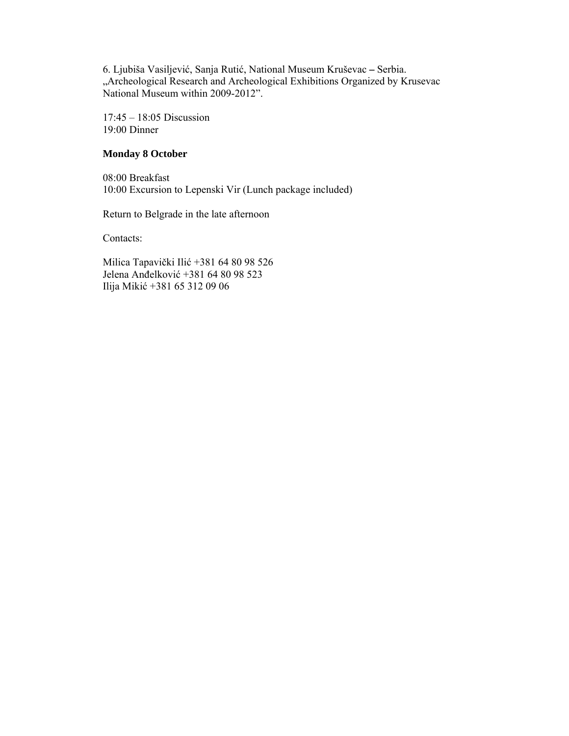6. Ljubiša Vasiljević, Sanja Rutić, National Museum Kruševac – Serbia. „Archeological Research and Archeological Exhibitions Organized by Krusevac National Museum within 2009-2012".

17:45 – 18:05 Discussion
19:00 Dinner

**Monday 8 October**

08:00 Breakfast
10:00 Excursion to Lepenski Vir (Lunch package included)

Return to Belgrade in the late afternoon

Contacts:

Milica Tapavički Ilić +381 64 80 98 526
Jelena Anđelković +381 64 80 98 523
Ilija Mikić +381 65 312 09 06